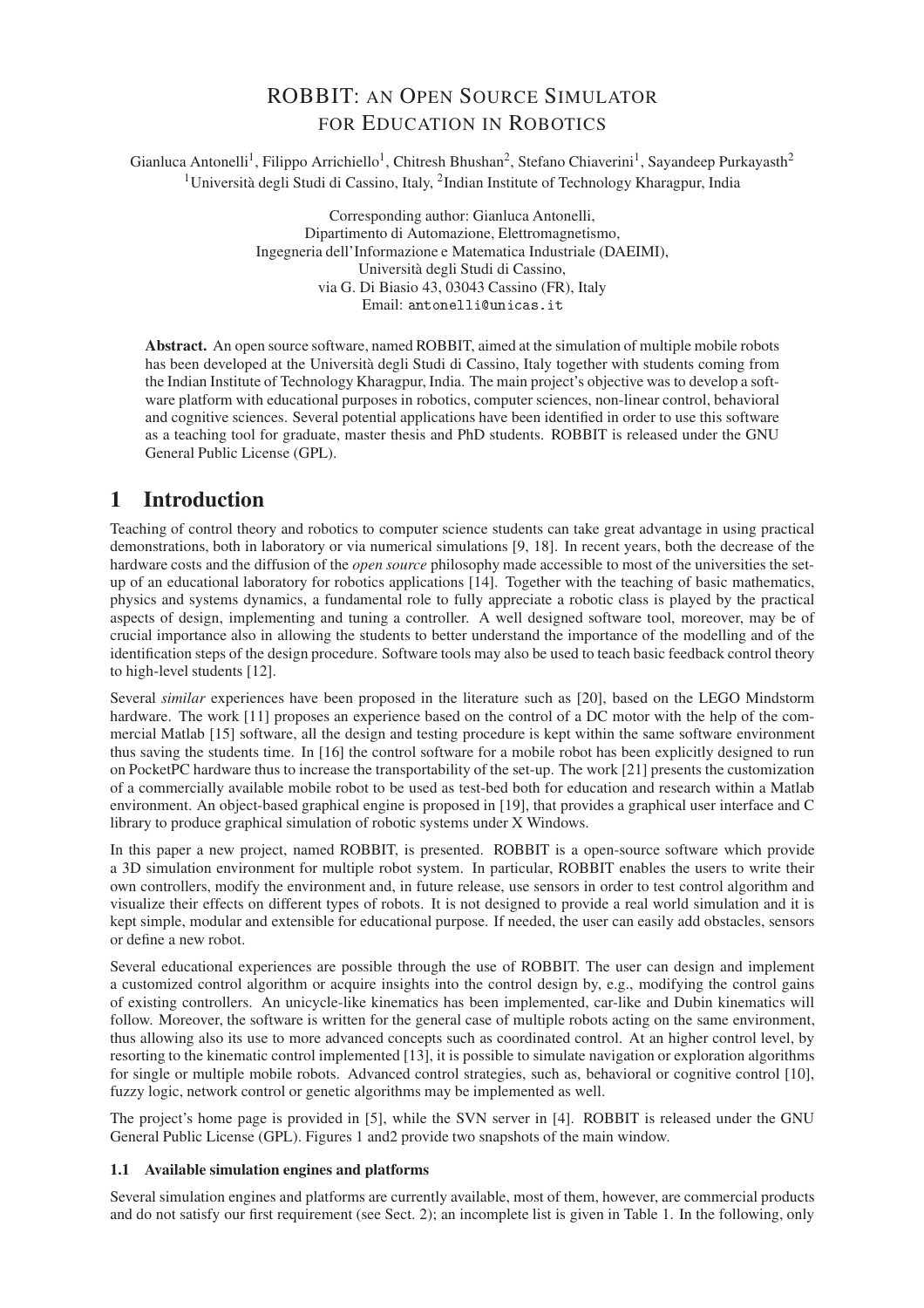# ROBBIT: AN OPEN SOURCE SIMULATOR FOR EDUCATION IN ROBOTICS

Gianluca Antonelli[1], Filippo Arrichiello[1], Chitresh Bhushan[2], Stefano Chiaverini[1], Sayandeep Purkayasth[2]

[1]Università degli Studi di Cassino, Italy, [2]Indian Institute of Technology Kharagpur, India

Corresponding author: Gianluca Antonelli,
Dipartimento di Automazione, Elettromagnetismo,
Ingegneria dell'Informazione e Matematica Industriale (DAEIMI),
Università degli Studi di Cassino,
via G. Di Biasio 43, 03043 Cassino (FR), Italy
Email: antonelli@unicas.it

**Abstract.** An open source software, named ROBBIT, aimed at the simulation of multiple mobile robots has been developed at the Università degli Studi di Cassino, Italy together with students coming from the Indian Institute of Technology Kharagpur, India. The main project's objective was to develop a software platform with educational purposes in robotics, computer sciences, non-linear control, behavioral and cognitive sciences. Several potential applications have been identified in order to use this software as a teaching tool for graduate, master thesis and PhD students. ROBBIT is released under the GNU General Public License (GPL).

## 1 Introduction

Teaching of control theory and robotics to computer science students can take great advantage in using practical demonstrations, both in laboratory or via numerical simulations [9, 18]. In recent years, both the decrease of the hardware costs and the diffusion of the *open source* philosophy made accessible to most of the universities the set-up of an educational laboratory for robotics applications [14]. Together with the teaching of basic mathematics, physics and systems dynamics, a fundamental role to fully appreciate a robotic class is played by the practical aspects of design, implementing and tuning a controller. A well designed software tool, moreover, may be of crucial importance also in allowing the students to better understand the importance of the modelling and of the identification steps of the design procedure. Software tools may also be used to teach basic feedback control theory to high-level students [12].

Several *similar* experiences have been proposed in the literature such as [20], based on the LEGO Mindstorm hardware. The work [11] proposes an experience based on the control of a DC motor with the help of the commercial Matlab [15] software, all the design and testing procedure is kept within the same software environment thus saving the students time. In [16] the control software for a mobile robot has been explicitly designed to run on PocketPC hardware thus to increase the transportability of the set-up. The work [21] presents the customization of a commercially available mobile robot to be used as test-bed both for education and research within a Matlab environment. An object-based graphical engine is proposed in [19], that provides a graphical user interface and C library to produce graphical simulation of robotic systems under X Windows.

In this paper a new project, named ROBBIT, is presented. ROBBIT is a open-source software which provide a 3D simulation environment for multiple robot system. In particular, ROBBIT enables the users to write their own controllers, modify the environment and, in future release, use sensors in order to test control algorithm and visualize their effects on different types of robots. It is not designed to provide a real world simulation and it is kept simple, modular and extensible for educational purpose. If needed, the user can easily add obstacles, sensors or define a new robot.

Several educational experiences are possible through the use of ROBBIT. The user can design and implement a customized control algorithm or acquire insights into the control design by, e.g., modifying the control gains of existing controllers. An unicycle-like kinematics has been implemented, car-like and Dubin kinematics will follow. Moreover, the software is written for the general case of multiple robots acting on the same environment, thus allowing also its use to more advanced concepts such as coordinated control. At an higher control level, by resorting to the kinematic control implemented [13], it is possible to simulate navigation or exploration algorithms for single or multiple mobile robots. Advanced control strategies, such as, behavioral or cognitive control [10], fuzzy logic, network control or genetic algorithms may be implemented as well.

The project's home page is provided in [5], while the SVN server in [4]. ROBBIT is released under the GNU General Public License (GPL). Figures 1 and2 provide two snapshots of the main window.

### 1.1 Available simulation engines and platforms

Several simulation engines and platforms are currently available, most of them, however, are commercial products and do not satisfy our first requirement (see Sect. 2); an incomplete list is given in Table 1. In the following, only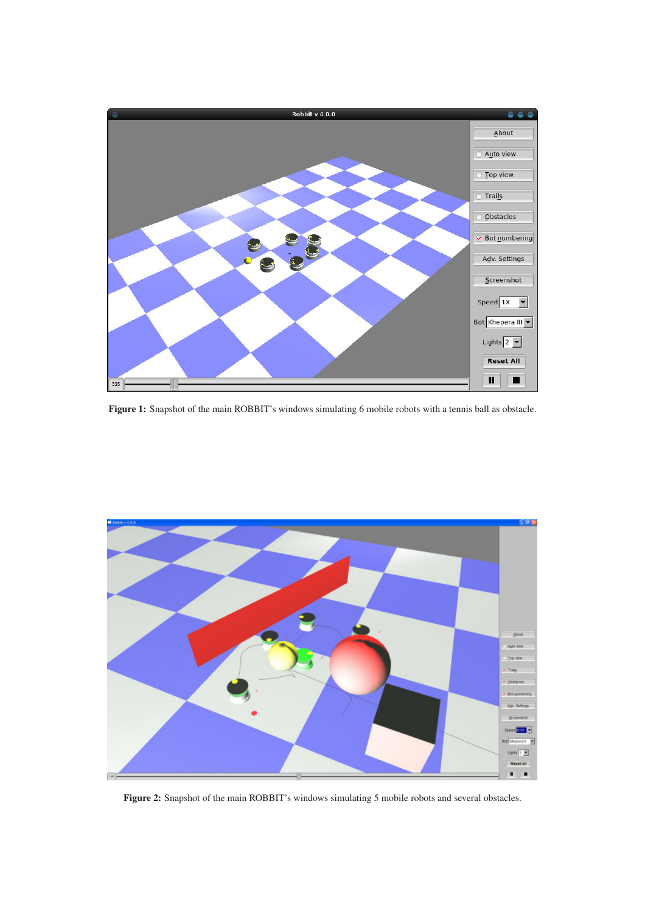**Figure 1:** Snapshot of the main ROBBIT's windows simulating 6 mobile robots with a tennis ball as obstacle.

**Figure 2:** Snapshot of the main ROBBIT's windows simulating 5 mobile robots and several obstacles.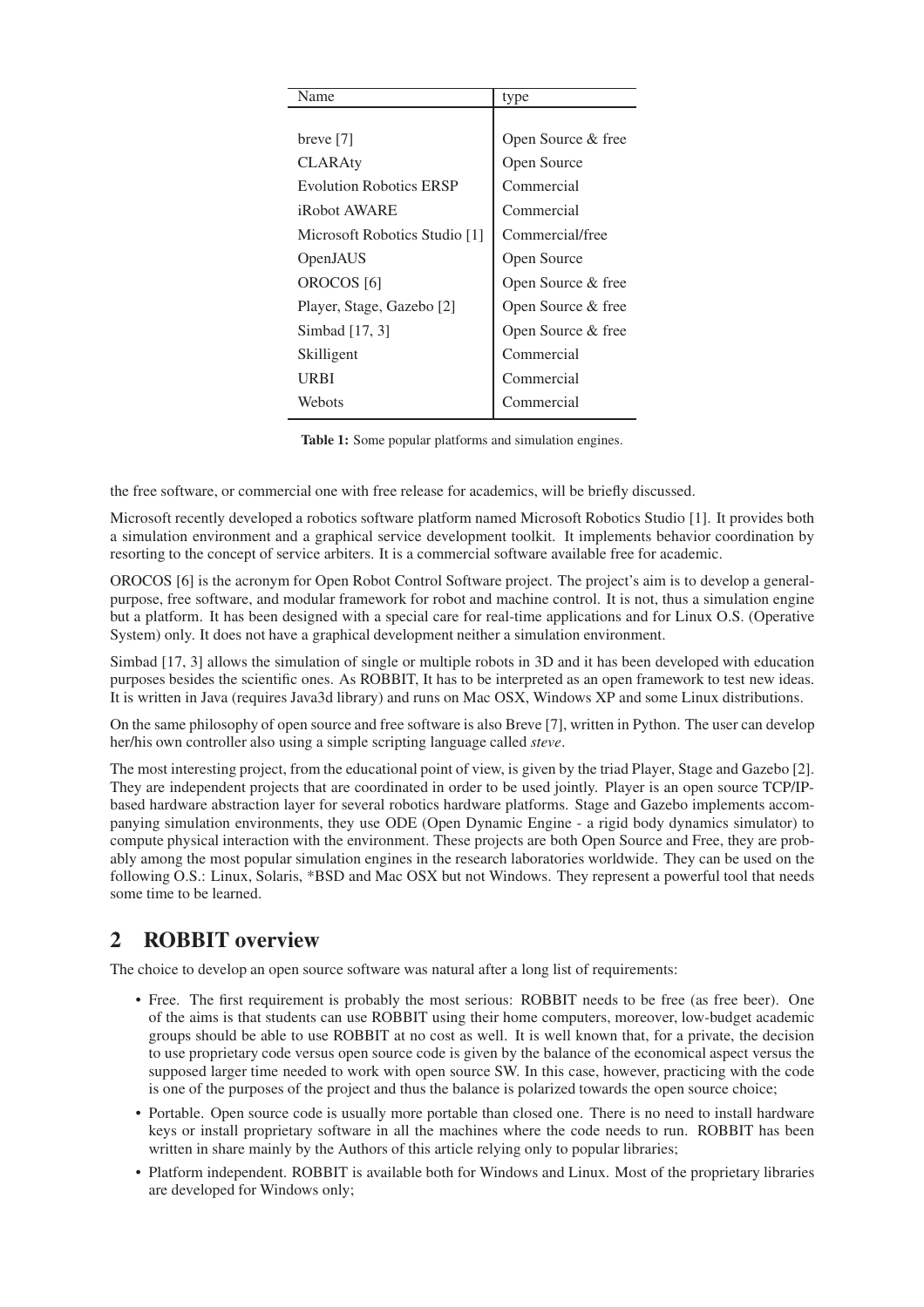| Name | type |
|---|---|
| breve [7] | Open Source & free |
| CLARAty | Open Source |
| Evolution Robotics ERSP | Commercial |
| iRobot AWARE | Commercial |
| Microsoft Robotics Studio [1] | Commercial/free |
| OpenJAUS | Open Source |
| OROCOS [6] | Open Source & free |
| Player, Stage, Gazebo [2] | Open Source & free |
| Simbad [17, 3] | Open Source & free |
| Skilligent | Commercial |
| URBI | Commercial |
| Webots | Commercial |

**Table 1:** Some popular platforms and simulation engines.

the free software, or commercial one with free release for academics, will be briefly discussed.

Microsoft recently developed a robotics software platform named Microsoft Robotics Studio [1]. It provides both a simulation environment and a graphical service development toolkit. It implements behavior coordination by resorting to the concept of service arbiters. It is a commercial software available free for academic.

OROCOS [6] is the acronym for Open Robot Control Software project. The project's aim is to develop a general-purpose, free software, and modular framework for robot and machine control. It is not, thus a simulation engine but a platform. It has been designed with a special care for real-time applications and for Linux O.S. (Operative System) only. It does not have a graphical development neither a simulation environment.

Simbad [17, 3] allows the simulation of single or multiple robots in 3D and it has been developed with education purposes besides the scientific ones. As ROBBIT, It has to be interpreted as an open framework to test new ideas. It is written in Java (requires Java3d library) and runs on Mac OSX, Windows XP and some Linux distributions.

On the same philosophy of open source and free software is also Breve [7], written in Python. The user can develop her/his own controller also using a simple scripting language called *steve*.

The most interesting project, from the educational point of view, is given by the triad Player, Stage and Gazebo [2]. They are independent projects that are coordinated in order to be used jointly. Player is an open source TCP/IP-based hardware abstraction layer for several robotics hardware platforms. Stage and Gazebo implements accompanying simulation environments, they use ODE (Open Dynamic Engine - a rigid body dynamics simulator) to compute physical interaction with the environment. These projects are both Open Source and Free, they are probably among the most popular simulation engines in the research laboratories worldwide. They can be used on the following O.S.: Linux, Solaris, *BSD and Mac OSX but not Windows. They represent a powerful tool that needs some time to be learned.

## 2 ROBBIT overview

The choice to develop an open source software was natural after a long list of requirements:

- Free. The first requirement is probably the most serious: ROBBIT needs to be free (as free beer). One of the aims is that students can use ROBBIT using their home computers, moreover, low-budget academic groups should be able to use ROBBIT at no cost as well. It is well known that, for a private, the decision to use proprietary code versus open source code is given by the balance of the economical aspect versus the supposed larger time needed to work with open source SW. In this case, however, practicing with the code is one of the purposes of the project and thus the balance is polarized towards the open source choice;
- Portable. Open source code is usually more portable than closed one. There is no need to install hardware keys or install proprietary software in all the machines where the code needs to run. ROBBIT has been written in share mainly by the Authors of this article relying only to popular libraries;
- Platform independent. ROBBIT is available both for Windows and Linux. Most of the proprietary libraries are developed for Windows only;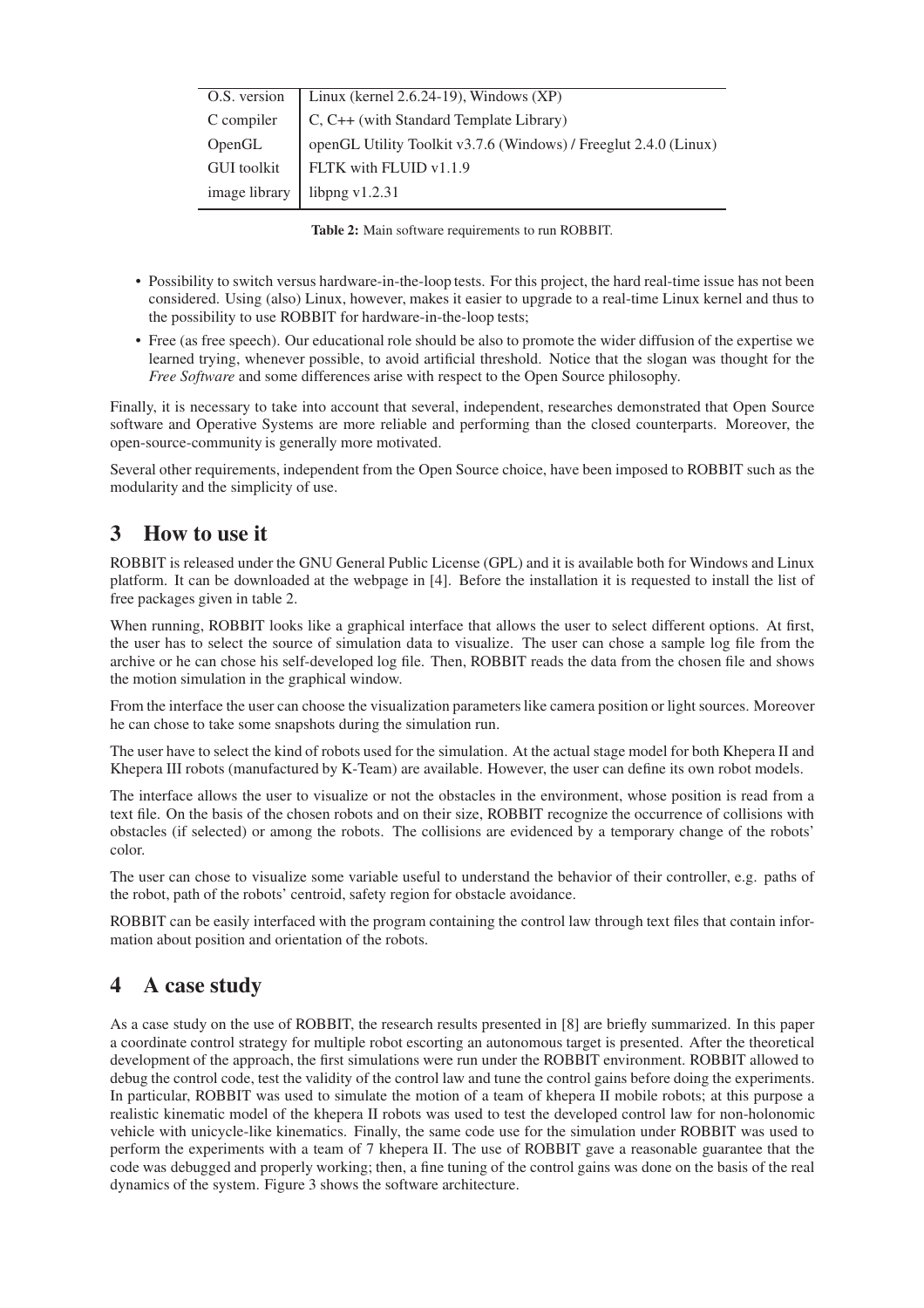| O.S. version | Linux (kernel 2.6.24-19), Windows (XP) |
| --- | --- |
| C compiler | C, C++ (with Standard Template Library) |
| OpenGL | openGL Utility Toolkit v3.7.6 (Windows) / Freeglut 2.4.0 (Linux) |
| GUI toolkit | FLTK with FLUID v1.1.9 |
| image library | libpng v1.2.31 |

**Table 2:** Main software requirements to run ROBBIT.

- Possibility to switch versus hardware-in-the-loop tests. For this project, the hard real-time issue has not been considered. Using (also) Linux, however, makes it easier to upgrade to a real-time Linux kernel and thus to the possibility to use ROBBIT for hardware-in-the-loop tests;
- Free (as free speech). Our educational role should be also to promote the wider diffusion of the expertise we learned trying, whenever possible, to avoid artificial threshold. Notice that the slogan was thought for the *Free Software* and some differences arise with respect to the Open Source philosophy.

Finally, it is necessary to take into account that several, independent, researches demonstrated that Open Source software and Operative Systems are more reliable and performing than the closed counterparts. Moreover, the open-source-community is generally more motivated.

Several other requirements, independent from the Open Source choice, have been imposed to ROBBIT such as the modularity and the simplicity of use.

## 3 How to use it

ROBBIT is released under the GNU General Public License (GPL) and it is available both for Windows and Linux platform. It can be downloaded at the webpage in [4]. Before the installation it is requested to install the list of free packages given in table 2.

When running, ROBBIT looks like a graphical interface that allows the user to select different options. At first, the user has to select the source of simulation data to visualize. The user can chose a sample log file from the archive or he can chose his self-developed log file. Then, ROBBIT reads the data from the chosen file and shows the motion simulation in the graphical window.

From the interface the user can choose the visualization parameters like camera position or light sources. Moreover he can chose to take some snapshots during the simulation run.

The user have to select the kind of robots used for the simulation. At the actual stage model for both Khepera II and Khepera III robots (manufactured by K-Team) are available. However, the user can define its own robot models.

The interface allows the user to visualize or not the obstacles in the environment, whose position is read from a text file. On the basis of the chosen robots and on their size, ROBBIT recognize the occurrence of collisions with obstacles (if selected) or among the robots. The collisions are evidenced by a temporary change of the robots' color.

The user can chose to visualize some variable useful to understand the behavior of their controller, e.g. paths of the robot, path of the robots' centroid, safety region for obstacle avoidance.

ROBBIT can be easily interfaced with the program containing the control law through text files that contain information about position and orientation of the robots.

## 4 A case study

As a case study on the use of ROBBIT, the research results presented in [8] are briefly summarized. In this paper a coordinate control strategy for multiple robot escorting an autonomous target is presented. After the theoretical development of the approach, the first simulations were run under the ROBBIT environment. ROBBIT allowed to debug the control code, test the validity of the control law and tune the control gains before doing the experiments. In particular, ROBBIT was used to simulate the motion of a team of khepera II mobile robots; at this purpose a realistic kinematic model of the khepera II robots was used to test the developed control law for non-holonomic vehicle with unicycle-like kinematics. Finally, the same code use for the simulation under ROBBIT was used to perform the experiments with a team of 7 khepera II. The use of ROBBIT gave a reasonable guarantee that the code was debugged and properly working; then, a fine tuning of the control gains was done on the basis of the real dynamics of the system. Figure 3 shows the software architecture.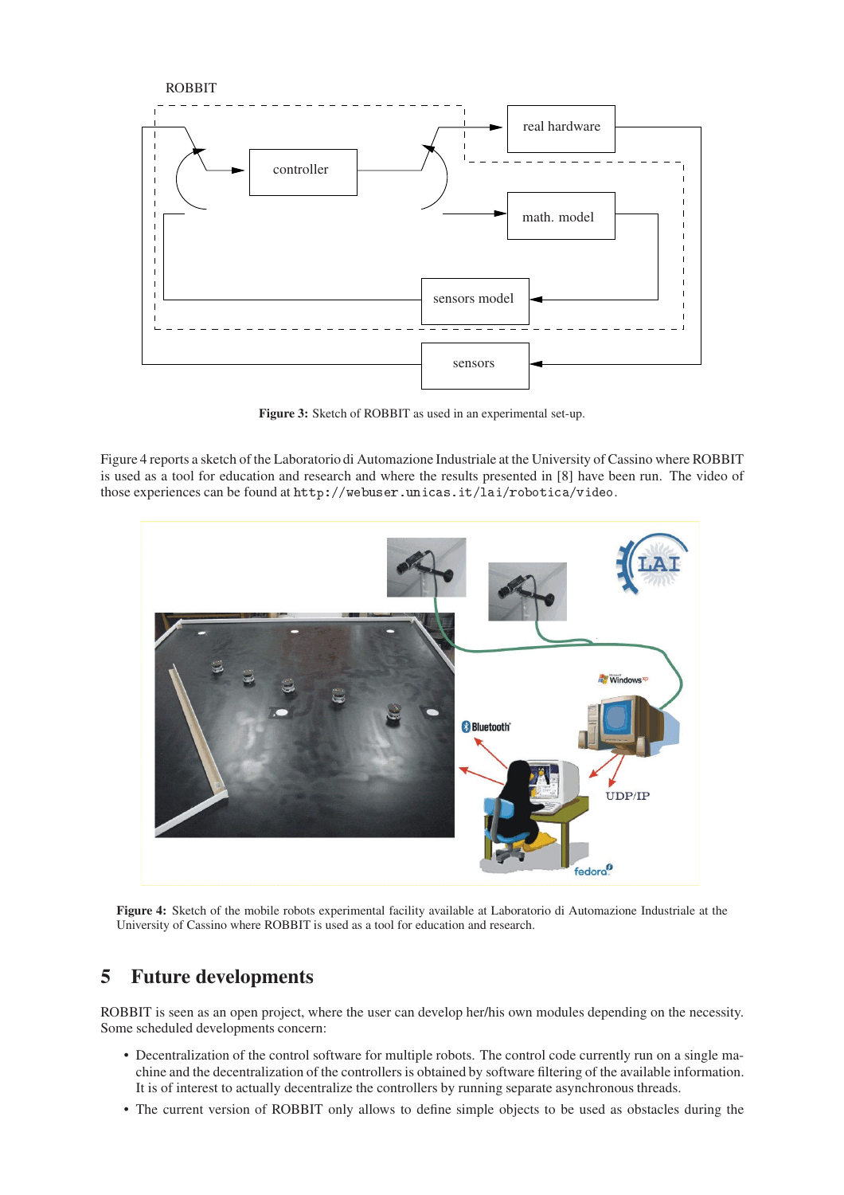**Figure 3:** Sketch of ROBBIT as used in an experimental set-up.

Figure 4 reports a sketch of the Laboratorio di Automazione Industriale at the University of Cassino where ROBBIT is used as a tool for education and research and where the results presented in [8] have been run. The video of those experiences can be found at `http://webuser.unicas.it/lai/robotica/video`.

**Figure 4:** Sketch of the mobile robots experimental facility available at Laboratorio di Automazione Industriale at the University of Cassino where ROBBIT is used as a tool for education and research.

## 5 Future developments

ROBBIT is seen as an open project, where the user can develop her/his own modules depending on the necessity. Some scheduled developments concern:

- Decentralization of the control software for multiple robots. The control code currently run on a single machine and the decentralization of the controllers is obtained by software filtering of the available information. It is of interest to actually decentralize the controllers by running separate asynchronous threads.
- The current version of ROBBIT only allows to define simple objects to be used as obstacles during the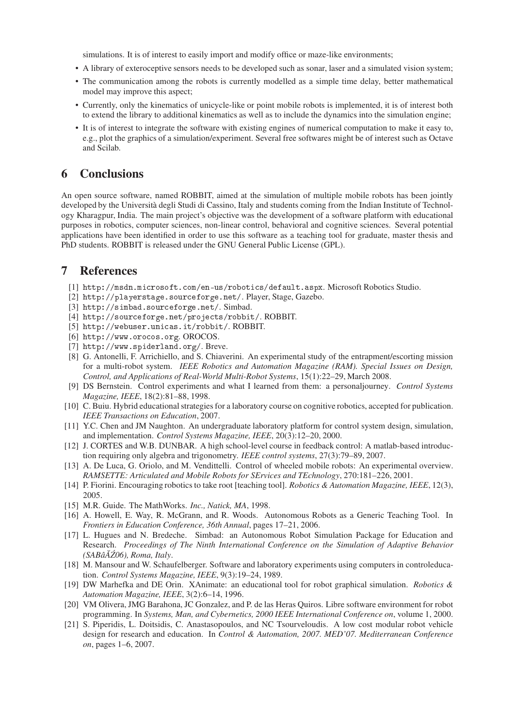simulations. It is of interest to easily import and modify office or maze-like environments;

- A library of exteroceptive sensors needs to be developed such as sonar, laser and a simulated vision system;
- The communication among the robots is currently modelled as a simple time delay, better mathematical model may improve this aspect;
- Currently, only the kinematics of unicycle-like or point mobile robots is implemented, it is of interest both to extend the library to additional kinematics as well as to include the dynamics into the simulation engine;
- It is of interest to integrate the software with existing engines of numerical computation to make it easy to, e.g., plot the graphics of a simulation/experiment. Several free softwares might be of interest such as Octave and Scilab.

# 6 Conclusions

An open source software, named ROBBIT, aimed at the simulation of multiple mobile robots has been jointly developed by the Università degli Studi di Cassino, Italy and students coming from the Indian Institute of Technology Kharagpur, India. The main project's objective was the development of a software platform with educational purposes in robotics, computer sciences, non-linear control, behavioral and cognitive sciences. Several potential applications have been identified in order to use this software as a teaching tool for graduate, master thesis and PhD students. ROBBIT is released under the GNU General Public License (GPL).

# 7 References

[1] `http://msdn.microsoft.com/en-us/robotics/default.aspx`. Microsoft Robotics Studio.

[2] `http://playerstage.sourceforge.net/`. Player, Stage, Gazebo.

[3] `http://simbad.sourceforge.net/`. Simbad.

[4] `http://sourceforge.net/projects/robbit/`. ROBBIT.

[5] `http://webuser.unicas.it/robbit/`. ROBBIT.

[6] `http://www.orocos.org`. OROCOS.

[7] `http://www.spiderland.org/`. Breve.

[8] G. Antonelli, F. Arrichiello, and S. Chiaverini. An experimental study of the entrapment/escorting mission for a multi-robot system. *IEEE Robotics and Automation Magazine (RAM). Special Issues on Design, Control, and Applications of Real-World Multi-Robot Systems*, 15(1):22–29, March 2008.

[9] DS Bernstein. Control experiments and what I learned from them: a personaljourney. *Control Systems Magazine, IEEE*, 18(2):81–88, 1998.

[10] C. Buiu. Hybrid educational strategies for a laboratory course on cognitive robotics, accepted for publication. *IEEE Transactions on Education*, 2007.

[11] Y.C. Chen and JM Naughton. An undergraduate laboratory platform for control system design, simulation, and implementation. *Control Systems Magazine, IEEE*, 20(3):12–20, 2000.

[12] J. CORTES and W.B. DUNBAR. A high school-level course in feedback control: A matlab-based introduction requiring only algebra and trigonometry. *IEEE control systems*, 27(3):79–89, 2007.

[13] A. De Luca, G. Oriolo, and M. Vendittelli. Control of wheeled mobile robots: An experimental overview. *RAMSETTE: Articulated and Mobile Robots for SErvices and TEchnology*, 270:181–226, 2001.

[14] P. Fiorini. Encouraging robotics to take root [teaching tool]. *Robotics & Automation Magazine, IEEE*, 12(3), 2005.

[15] M.R. Guide. The MathWorks. *Inc., Natick, MA*, 1998.

[16] A. Howell, E. Way, R. McGrann, and R. Woods. Autonomous Robots as a Generic Teaching Tool. In *Frontiers in Education Conference, 36th Annual*, pages 17–21, 2006.

[17] L. Hugues and N. Bredeche. Simbad: an Autonomous Robot Simulation Package for Education and Research. *Proceedings of The Ninth International Conference on the Simulation of Adaptive Behavior (SABâĂŹ06), Roma, Italy*.

[18] M. Mansour and W. Schaufelberger. Software and laboratory experiments using computers in controleducation. *Control Systems Magazine, IEEE*, 9(3):19–24, 1989.

[19] DW Marhefka and DE Orin. XAnimate: an educational tool for robot graphical simulation. *Robotics & Automation Magazine, IEEE*, 3(2):6–14, 1996.

[20] VM Olivera, JMG Barahona, JC Gonzalez, and P. de las Heras Quiros. Libre software environment for robot programming. In *Systems, Man, and Cybernetics, 2000 IEEE International Conference on*, volume 1, 2000.

[21] S. Piperidis, L. Doitsidis, C. Anastasopoulos, and NC Tsourveloudis. A low cost modular robot vehicle design for research and education. In *Control & Automation, 2007. MED'07. Mediterranean Conference on*, pages 1–6, 2007.